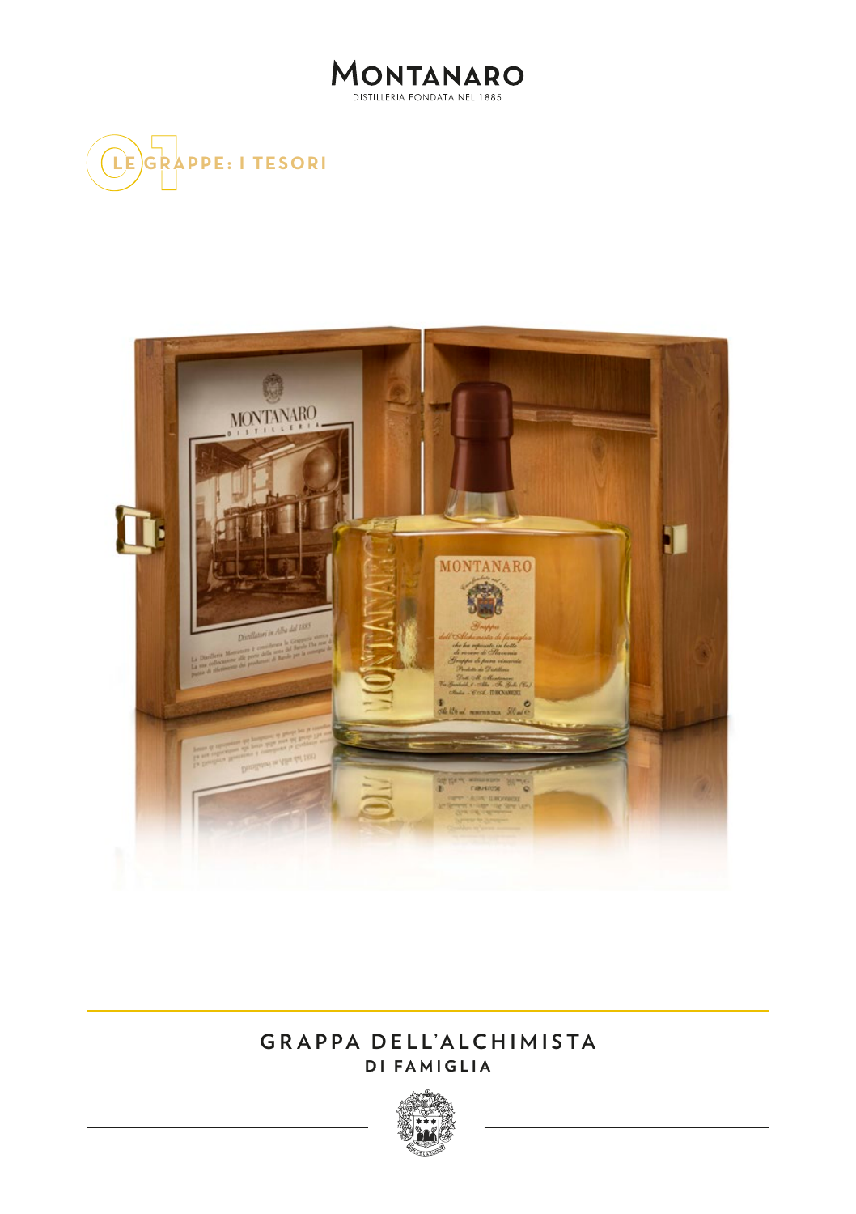# MONTANARO
DISTILLERIA FONDATA NEL 1885

## 01 LE GRAPPE: I TESORI

# GRAPPA DELL'ALCHIMISTA
## DI FAMIGLIA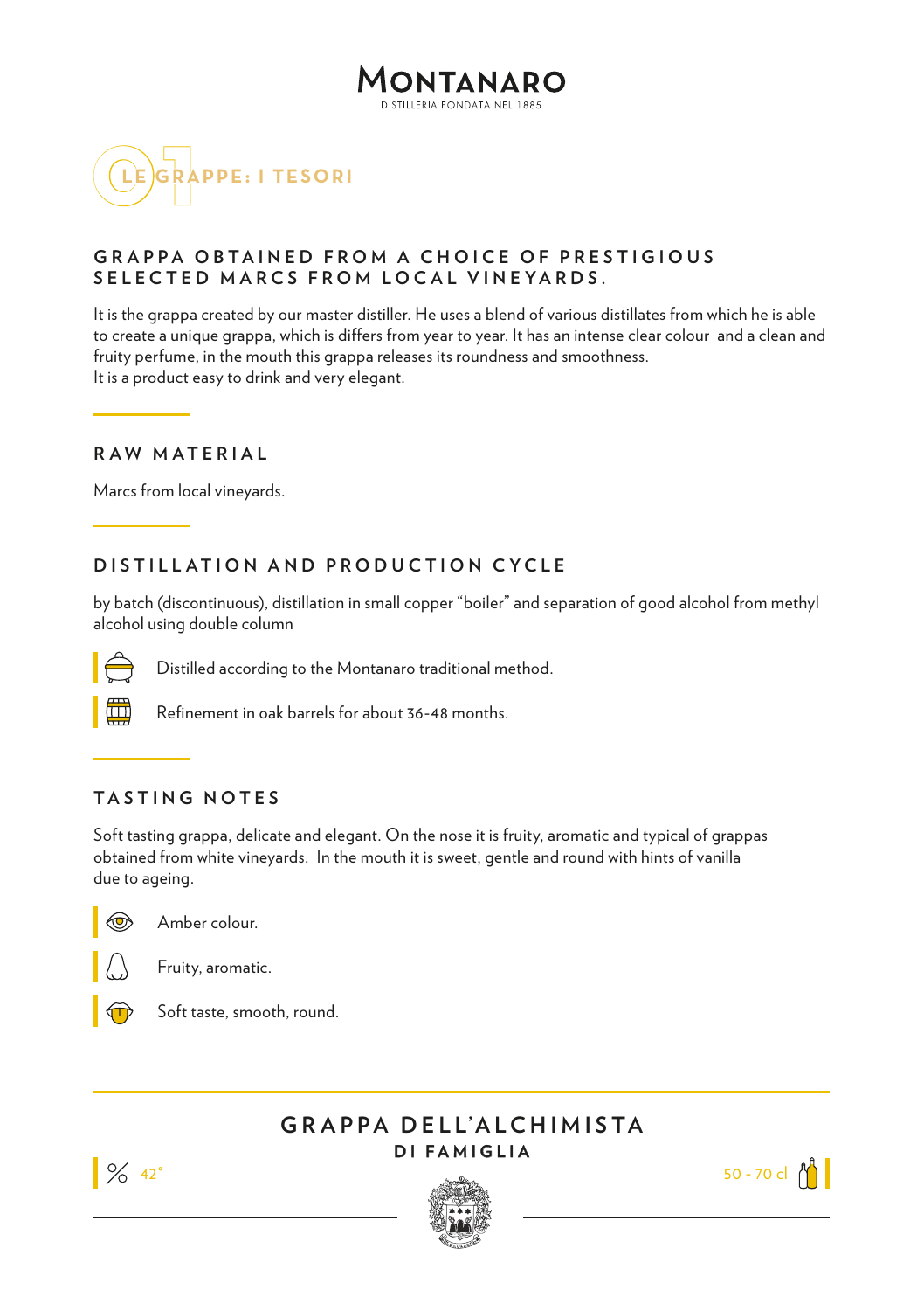# MONTANARO

DISTILLERIA FONDATA NEL 1885

## 01 LE GRAPPE: I TESORI

### GRAPPA OBTAINED FROM A CHOICE OF PRESTIGIOUS SELECTED MARCS FROM LOCAL VINEYARDS.

It is the grappa created by our master distiller. He uses a blend of various distillates from which he is able to create a unique grappa, which is differs from year to year. It has an intense clear colour and a clean and fruity perfume, in the mouth this grappa releases its roundness and smoothness.
It is a product easy to drink and very elegant.

### RAW MATERIAL

Marcs from local vineyards.

### DISTILLATION AND PRODUCTION CYCLE

by batch (discontinuous), distillation in small copper "boiler" and separation of good alcohol from methyl alcohol using double column

- Distilled according to the Montanaro traditional method.
- Refinement in oak barrels for about 36-48 months.

### TASTING NOTES

Soft tasting grappa, delicate and elegant. On the nose it is fruity, aromatic and typical of grappas obtained from white vineyards. In the mouth it is sweet, gentle and round with hints of vanilla due to ageing.

- Amber colour.
- Fruity, aromatic.
- Soft taste, smooth, round.

## GRAPPA DELL'ALCHIMISTA
### DI FAMIGLIA

% 42°

50 - 70 cl